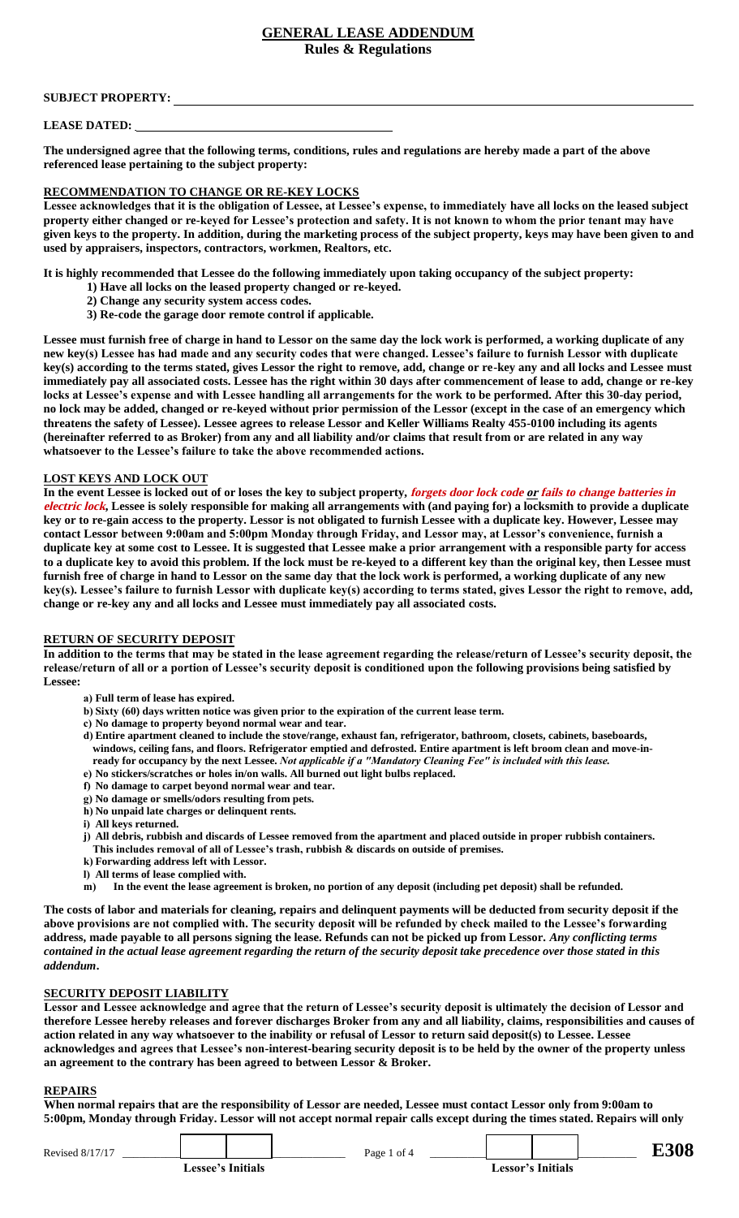# GENERAL LEASE ADDENDUM

## Rules & Regulations

**SUBJECT PROPERTY:** ______________________________________________

**LEASE DATED:** ______________________

**The undersigned agree that the following terms, conditions, rules and regulations are hereby made a part of the above referenced lease pertaining to the subject property:**

### RECOMMENDATION TO CHANGE OR RE-KEY LOCKS

**Lessee acknowledges that it is the obligation of Lessee, at Lessee's expense, to immediately have all locks on the leased subject property either changed or re-keyed for Lessee's protection and safety. It is not known to whom the prior tenant may have given keys to the property. In addition, during the marketing process of the subject property, keys may have been given to and used by appraisers, inspectors, contractors, workmen, Realtors, etc.**

**It is highly recommended that Lessee do the following immediately upon taking occupancy of the subject property:**

1. **Have all locks on the leased property changed or re-keyed.**
2. **Change any security system access codes.**
3. **Re-code the garage door remote control if applicable.**

**Lessee must furnish free of charge in hand to Lessor on the same day the lock work is performed, a working duplicate of any new key(s) Lessee has had made and any security codes that were changed. Lessee's failure to furnish Lessor with duplicate key(s) according to the terms stated, gives Lessor the right to remove, add, change or re-key any and all locks and Lessee must immediately pay all associated costs. Lessee has the right within 30 days after commencement of lease to add, change or re-key locks at Lessee's expense and with Lessee handling all arrangements for the work to be performed. After this 30-day period, no lock may be added, changed or re-keyed without prior permission of the Lessor (except in the case of an emergency which threatens the safety of Lessee). Lessee agrees to release Lessor and Keller Williams Realty 455-0100 including its agents (hereinafter referred to as Broker) from any and all liability and/or claims that result from or are related in any way whatsoever to the Lessee's failure to take the above recommended actions.**

### LOST KEYS AND LOCK OUT

**In the event Lessee is locked out of or loses the key to subject property, *forgets door lock code or fails to change batteries in electric lock*, Lessee is solely responsible for making all arrangements with (and paying for) a locksmith to provide a duplicate key or to re-gain access to the property. Lessor is not obligated to furnish Lessee with a duplicate key. However, Lessee may contact Lessor between 9:00am and 5:00pm Monday through Friday, and Lessor may, at Lessor's convenience, furnish a duplicate key at some cost to Lessee. It is suggested that Lessee make a prior arrangement with a responsible party for access to a duplicate key to avoid this problem. If the lock must be re-keyed to a different key than the original key, then Lessee must furnish free of charge in hand to Lessor on the same day that the lock work is performed, a working duplicate of any new key(s). Lessee's failure to furnish Lessor with duplicate key(s) according to terms stated, gives Lessor the right to remove, add, change or re-key any and all locks and Lessee must immediately pay all associated costs.**

### RETURN OF SECURITY DEPOSIT

**In addition to the terms that may be stated in the lease agreement regarding the release/return of Lessee's security deposit, the release/return of all or a portion of Lessee's security deposit is conditioned upon the following provisions being satisfied by Lessee:**

- **a) Full term of lease has expired.**
- **b) Sixty (60) days written notice was given prior to the expiration of the current lease term.**
- **c) No damage to property beyond normal wear and tear.**
- **d) Entire apartment cleaned to include the stove/range, exhaust fan, refrigerator, bathroom, closets, cabinets, baseboards, windows, ceiling fans, and floors. Refrigerator emptied and defrosted. Entire apartment is left broom clean and move-in-ready for occupancy by the next Lessee.** ***Not applicable if a "Mandatory Cleaning Fee" is included with this lease.***
- **e) No stickers/scratches or holes in/on walls. All burned out light bulbs replaced.**
- **f) No damage to carpet beyond normal wear and tear.**
- **g) No damage or smells/odors resulting from pets.**
- **h) No unpaid late charges or delinquent rents.**
- **i) All keys returned.**
- **j) All debris, rubbish and discards of Lessee removed from the apartment and placed outside in proper rubbish containers. This includes removal of all of Lessee's trash, rubbish & discards on outside of premises.**
- **k) Forwarding address left with Lessor.**
- **l) All terms of lease complied with.**
- **m) In the event the lease agreement is broken, no portion of any deposit (including pet deposit) shall be refunded.**

**The costs of labor and materials for cleaning, repairs and delinquent payments will be deducted from security deposit if the above provisions are not complied with. The security deposit will be refunded by check mailed to the Lessee's forwarding address, made payable to all persons signing the lease. Refunds can not be picked up from Lessor.** ***Any conflicting terms contained in the actual lease agreement regarding the return of the security deposit take precedence over those stated in this addendum.***

### SECURITY DEPOSIT LIABILITY

**Lessor and Lessee acknowledge and agree that the return of Lessee's security deposit is ultimately the decision of Lessor and therefore Lessee hereby releases and forever discharges Broker from any and all liability, claims, responsibilities and causes of action related in any way whatsoever to the inability or refusal of Lessor to return said deposit(s) to Lessee. Lessee acknowledges and agrees that Lessee's non-interest-bearing security deposit is to be held by the owner of the property unless an agreement to the contrary has been agreed to between Lessor & Broker.**

### REPAIRS

**When normal repairs that are the responsibility of Lessor are needed, Lessee must contact Lessor only from 9:00am to 5:00pm, Monday through Friday. Lessor will not accept normal repair calls except during the times stated. Repairs will only**

Revised 8/17/17 | Lessee's Initials: ____ ____ | Lessor's Initials: ____ ____ | E308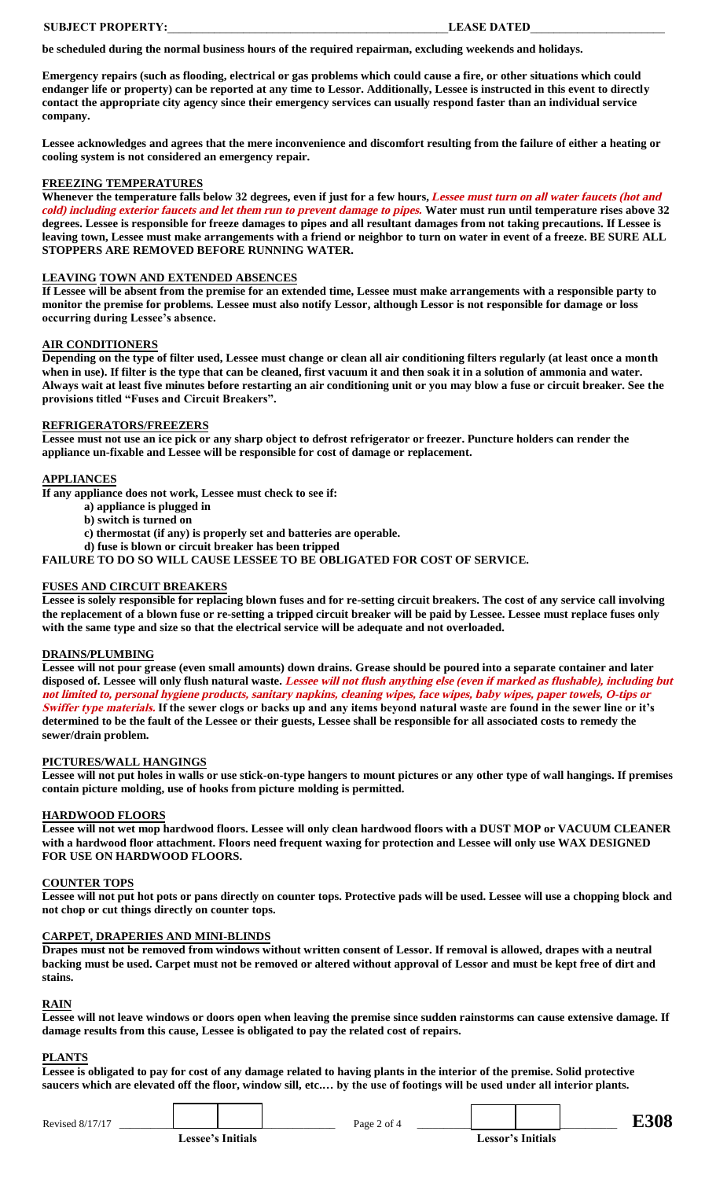**be scheduled during the normal business hours of the required repairman, excluding weekends and holidays.**

**Emergency repairs (such as flooding, electrical or gas problems which could cause a fire, or other situations which could endanger life or property) can be reported at any time to Lessor. Additionally, Lessee is instructed in this event to directly contact the appropriate city agency since their emergency services can usually respond faster than an individual service company.**

**Lessee acknowledges and agrees that the mere inconvenience and discomfort resulting from the failure of either a heating or cooling system is not considered an emergency repair.**

## FREEZING TEMPERATURES

**Whenever the temperature falls below 32 degrees, even if just for a few hours, *Lessee must turn on all water faucets (hot and cold) including exterior faucets and let them run to prevent damage to pipes.* Water must run until temperature rises above 32 degrees. Lessee is responsible for freeze damages to pipes and all resultant damages from not taking precautions. If Lessee is leaving town, Lessee must make arrangements with a friend or neighbor to turn on water in event of a freeze. BE SURE ALL STOPPERS ARE REMOVED BEFORE RUNNING WATER.**

## LEAVING TOWN AND EXTENDED ABSENCES

**If Lessee will be absent from the premise for an extended time, Lessee must make arrangements with a responsible party to monitor the premise for problems. Lessee must also notify Lessor, although Lessor is not responsible for damage or loss occurring during Lessee's absence.**

## AIR CONDITIONERS

**Depending on the type of filter used, Lessee must change or clean all air conditioning filters regularly (at least once a month when in use). If filter is the type that can be cleaned, first vacuum it and then soak it in a solution of ammonia and water. Always wait at least five minutes before restarting an air conditioning unit or you may blow a fuse or circuit breaker. See the provisions titled "Fuses and Circuit Breakers".**

## REFRIGERATORS/FREEZERS

**Lessee must not use an ice pick or any sharp object to defrost refrigerator or freezer. Puncture holders can render the appliance un-fixable and Lessee will be responsible for cost of damage or replacement.**

## APPLIANCES

**If any appliance does not work, Lessee must check to see if:**

- **a) appliance is plugged in**
- **b) switch is turned on**
- **c) thermostat (if any) is properly set and batteries are operable.**
- **d) fuse is blown or circuit breaker has been tripped**

**FAILURE TO DO SO WILL CAUSE LESSEE TO BE OBLIGATED FOR COST OF SERVICE.**

## FUSES AND CIRCUIT BREAKERS

**Lessee is solely responsible for replacing blown fuses and for re-setting circuit breakers. The cost of any service call involving the replacement of a blown fuse or re-setting a tripped circuit breaker will be paid by Lessee. Lessee must replace fuses only with the same type and size so that the electrical service will be adequate and not overloaded.**

## DRAINS/PLUMBING

**Lessee will not pour grease (even small amounts) down drains. Grease should be poured into a separate container and later disposed of. Lessee will only flush natural waste. *Lessee will not flush anything else (even if marked as flushable), including but not limited to, personal hygiene products, sanitary napkins, cleaning wipes, face wipes, baby wipes, paper towels, Q-tips or Swiffer type materials.* If the sewer clogs or backs up and any items beyond natural waste are found in the sewer line or it's determined to be the fault of the Lessee or their guests, Lessee shall be responsible for all associated costs to remedy the sewer/drain problem.**

## PICTURES/WALL HANGINGS

**Lessee will not put holes in walls or use stick-on-type hangers to mount pictures or any other type of wall hangings. If premises contain picture molding, use of hooks from picture molding is permitted.**

## HARDWOOD FLOORS

**Lessee will not wet mop hardwood floors. Lessee will only clean hardwood floors with a DUST MOP or VACUUM CLEANER with a hardwood floor attachment. Floors need frequent waxing for protection and Lessee will only use WAX DESIGNED FOR USE ON HARDWOOD FLOORS.**

## COUNTER TOPS

**Lessee will not put hot pots or pans directly on counter tops. Protective pads will be used. Lessee will use a chopping block and not chop or cut things directly on counter tops.**

## CARPET, DRAPERIES AND MINI-BLINDS

**Drapes must not be removed from windows without written consent of Lessor. If removal is allowed, drapes with a neutral backing must be used. Carpet must not be removed or altered without approval of Lessor and must be kept free of dirt and stains.**

## RAIN

**Lessee will not leave windows or doors open when leaving the premise since sudden rainstorms can cause extensive damage. If damage results from this cause, Lessee is obligated to pay the related cost of repairs.**

## PLANTS

**Lessee is obligated to pay for cost of any damage related to having plants in the interior of the premise. Solid protective saucers which are elevated off the floor, window sill, etc.… by the use of footings will be used under all interior plants.**

Revised 8/17/17

Lessee's Initials ______ ______

Lessor's Initials ______ ______

**E308**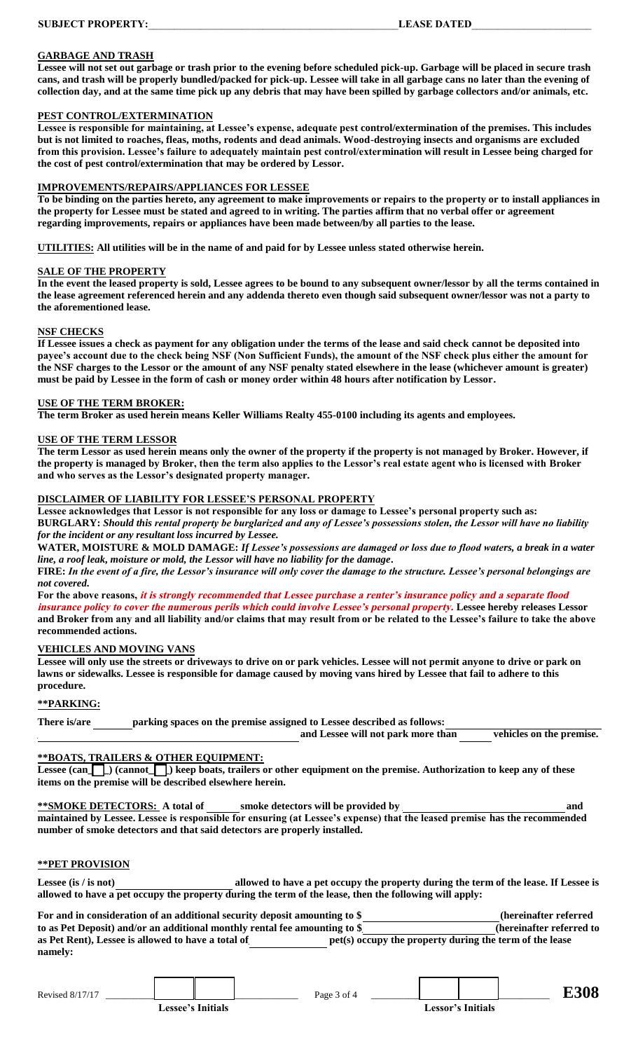**SUBJECT PROPERTY:**\_\_\_\_\_\_\_\_\_\_\_\_\_\_\_\_\_\_\_\_\_\_\_\_\_\_\_\_\_\_\_\_\_\_\_\_\_\_\_\_\_\_\_\_\_\_**LEASE DATED**\_\_\_\_\_\_\_\_\_\_\_\_\_\_\_\_\_\_\_\_\_\_

**GARBAGE AND TRASH**

**Lessee will not set out garbage or trash prior to the evening before scheduled pick-up. Garbage will be placed in secure trash cans, and trash will be properly bundled/packed for pick-up. Lessee will take in all garbage cans no later than the evening of collection day, and at the same time pick up any debris that may have been spilled by garbage collectors and/or animals, etc.**

**PEST CONTROL/EXTERMINATION**

**Lessee is responsible for maintaining, at Lessee's expense, adequate pest control/extermination of the premises. This includes but is not limited to roaches, fleas, moths, rodents and dead animals. Wood-destroying insects and organisms are excluded from this provision. Lessee's failure to adequately maintain pest control/extermination will result in Lessee being charged for the cost of pest control/extermination that may be ordered by Lessor.**

**IMPROVEMENTS/REPAIRS/APPLIANCES FOR LESSEE**

**To be binding on the parties hereto, any agreement to make improvements or repairs to the property or to install appliances in the property for Lessee must be stated and agreed to in writing. The parties affirm that no verbal offer or agreement regarding improvements, repairs or appliances have been made between/by all parties to the lease.**

**UTILITIES: All utilities will be in the name of and paid for by Lessee unless stated otherwise herein.**

**SALE OF THE PROPERTY**

**In the event the leased property is sold, Lessee agrees to be bound to any subsequent owner/lessor by all the terms contained in the lease agreement referenced herein and any addenda thereto even though said subsequent owner/lessor was not a party to the aforementioned lease.**

**NSF CHECKS**

**If Lessee issues a check as payment for any obligation under the terms of the lease and said check cannot be deposited into payee's account due to the check being NSF (Non Sufficient Funds), the amount of the NSF check plus either the amount for the NSF charges to the Lessor or the amount of any NSF penalty stated elsewhere in the lease (whichever amount is greater) must be paid by Lessee in the form of cash or money order within 48 hours after notification by Lessor.**

**USE OF THE TERM BROKER:**

**The term Broker as used herein means Keller Williams Realty 455-0100 including its agents and employees.**

**USE OF THE TERM LESSOR**

**The term Lessor as used herein means only the owner of the property if the property is not managed by Broker. However, if the property is managed by Broker, then the term also applies to the Lessor's real estate agent who is licensed with Broker and who serves as the Lessor's designated property manager.**

**DISCLAIMER OF LIABILITY FOR LESSEE'S PERSONAL PROPERTY**

**Lessee acknowledges that Lessor is not responsible for any loss or damage to Lessee's personal property such as:**

**BURGLARY:** ***Should this rental property be burglarized and any of Lessee's possessions stolen, the Lessor will have no liability for the incident or any resultant loss incurred by Lessee.***

**WATER, MOISTURE & MOLD DAMAGE:** ***If Lessee's possessions are damaged or loss due to flood waters, a break in a water line, a roof leak, moisture or mold, the Lessor will have no liability for the damage.***

**FIRE:** ***In the event of a fire, the Lessor's insurance will only cover the damage to the structure. Lessee's personal belongings are not covered.***

**For the above reasons, *it is strongly recommended that Lessee purchase a renter's insurance policy and a separate flood insurance policy to cover the numerous perils which could involve Lessee's personal property.* Lessee hereby releases Lessor and Broker from any and all liability and/or claims that may result from or be related to the Lessee's failure to take the above recommended actions.**

**VEHICLES AND MOVING VANS**

**Lessee will only use the streets or driveways to drive on or park vehicles. Lessee will not permit anyone to drive or park on lawns or sidewalks. Lessee is responsible for damage caused by moving vans hired by Lessee that fail to adhere to this procedure.**

**\*\*PARKING:**

**There is/are \_\_\_\_\_\_ parking spaces on the premise assigned to Lessee described as follows: \_\_\_\_\_\_\_\_\_\_\_\_\_\_\_\_\_\_\_\_\_\_\_\_\_\_\_\_\_\_\_\_\_\_\_\_\_\_\_\_\_\_\_\_\_\_\_\_ and Lessee will not park more than \_\_\_\_\_\_ vehicles on the premise.**

**\*\*BOATS, TRAILERS & OTHER EQUIPMENT:**

**Lessee (can ☐ ) (cannot ☐ ) keep boats, trailers or other equipment on the premise. Authorization to keep any of these items on the premise will be described elsewhere herein.**

**\*\*SMOKE DETECTORS: A total of \_\_\_\_\_\_ smoke detectors will be provided by \_\_\_\_\_\_\_\_\_\_\_\_\_\_\_\_\_\_\_\_\_\_\_\_\_\_\_\_\_\_ and maintained by Lessee. Lessee is responsible for ensuring (at Lessee's expense) that the leased premise has the recommended number of smoke detectors and that said detectors are properly installed.**

**\*\*PET PROVISION**

**Lessee (is / is not) \_\_\_\_\_\_\_\_\_\_\_\_\_\_\_\_\_\_\_\_ allowed to have a pet occupy the property during the term of the lease. If Lessee is allowed to have a pet occupy the property during the term of the lease, then the following will apply:**

**For and in consideration of an additional security deposit amounting to $\_\_\_\_\_\_\_\_\_\_\_\_\_\_\_\_\_\_\_\_\_\_\_\_ (hereinafter referred to as Pet Deposit) and/or an additional monthly rental fee amounting to $\_\_\_\_\_\_\_\_\_\_\_\_\_\_\_\_\_\_\_\_\_\_\_\_ (hereinafter referred to as Pet Rent), Lessee is allowed to have a total of \_\_\_\_\_\_\_\_\_\_\_\_\_\_ pet(s) occupy the property during the term of the lease namely:**

Revised 8/17/17 | Lessee's Initials | Lessor's Initials | E308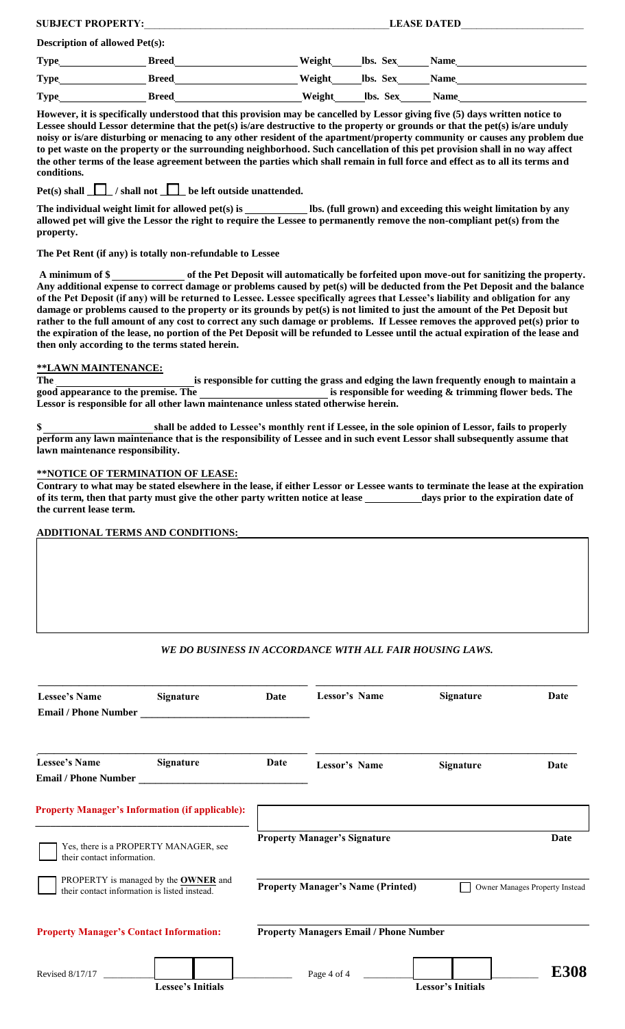**SUBJECT PROPERTY:** \_\_\_\_\_\_\_\_\_\_\_\_\_\_\_\_\_\_\_\_\_\_\_\_\_\_\_\_\_\_ **LEASE DATED** \_\_\_\_\_\_\_\_\_\_\_\_\_\_\_\_\_\_\_\_

**Description of allowed Pet(s):**

**Type** \_\_\_\_\_\_\_\_\_\_ **Breed** \_\_\_\_\_\_\_\_\_\_\_\_\_\_\_\_\_\_ **Weight** \_\_\_\_\_ **lbs. Sex** \_\_\_\_\_ **Name** \_\_\_\_\_\_\_\_\_\_\_\_\_\_\_\_\_\_

**Type** \_\_\_\_\_\_\_\_\_\_ **Breed** \_\_\_\_\_\_\_\_\_\_\_\_\_\_\_\_\_\_ **Weight** \_\_\_\_\_ **lbs. Sex** \_\_\_\_\_ **Name** \_\_\_\_\_\_\_\_\_\_\_\_\_\_\_\_\_\_

**Type** \_\_\_\_\_\_\_\_\_\_ **Breed** \_\_\_\_\_\_\_\_\_\_\_\_\_\_\_\_\_\_ **Weight** \_\_\_\_\_ **lbs. Sex** \_\_\_\_\_ **Name** \_\_\_\_\_\_\_\_\_\_\_\_\_\_\_\_\_\_

**However, it is specifically understood that this provision may be cancelled by Lessor giving five (5) days written notice to Lessee should Lessor determine that the pet(s) is/are destructive to the property or grounds or that the pet(s) is/are unduly noisy or is/are disturbing or menacing to any other resident of the apartment/property community or causes any problem due to pet waste on the property or the surrounding neighborhood. Such cancellation of this pet provision shall in no way affect the other terms of the lease agreement between the parties which shall remain in full force and effect as to all its terms and conditions.**

**Pet(s) shall ☐ / shall not ☐ be left outside unattended.**

**The individual weight limit for allowed pet(s) is \_\_\_\_\_\_\_\_\_\_ lbs. (full grown) and exceeding this weight limitation by any allowed pet will give the Lessor the right to require the Lessee to permanently remove the non-compliant pet(s) from the property.**

**The Pet Rent (if any) is totally non-refundable to Lessee**

**A minimum of $ \_\_\_\_\_\_\_\_\_\_ of the Pet Deposit will automatically be forfeited upon move-out for sanitizing the property. Any additional expense to correct damage or problems caused by pet(s) will be deducted from the Pet Deposit and the balance of the Pet Deposit (if any) will be returned to Lessee. Lessee specifically agrees that Lessee's liability and obligation for any damage or problems caused to the property or its grounds by pet(s) is not limited to just the amount of the Pet Deposit but rather to the full amount of any cost to correct any such damage or problems. If Lessee removes the approved pet(s) prior to the expiration of the lease, no portion of the Pet Deposit will be refunded to Lessee until the actual expiration of the lease and then only according to the terms stated herein.**

**\*\*LAWN MAINTENANCE:**

**The \_\_\_\_\_\_\_\_\_\_\_\_\_\_\_\_\_\_\_\_ is responsible for cutting the grass and edging the lawn frequently enough to maintain a good appearance to the premise. The \_\_\_\_\_\_\_\_\_\_\_\_\_\_\_\_\_\_\_\_ is responsible for weeding & trimming flower beds. The Lessor is responsible for all other lawn maintenance unless stated otherwise herein.**

**$ \_\_\_\_\_\_\_\_\_\_\_\_\_\_\_ shall be added to Lessee's monthly rent if Lessee, in the sole opinion of Lessor, fails to properly perform any lawn maintenance that is the responsibility of Lessee and in such event Lessor shall subsequently assume that lawn maintenance responsibility.**

**\*\*NOTICE OF TERMINATION OF LEASE:**

**Contrary to what may be stated elsewhere in the lease, if either Lessor or Lessee wants to terminate the lease at the expiration of its term, then that party must give the other party written notice at lease \_\_\_\_\_\_\_\_\_\_ days prior to the expiration date of the current lease term.**

**ADDITIONAL TERMS AND CONDITIONS:** \_\_\_\_\_\_\_\_\_\_\_\_\_\_\_\_\_\_\_\_\_\_\_\_\_\_\_\_\_\_

***WE DO BUSINESS IN ACCORDANCE WITH ALL FAIR HOUSING LAWS.***

| Lessee's Name | Signature | Date | Lessor's Name | Signature | Date |
|---|---|---|---|---|---|
| Email / Phone Number \_\_\_\_\_\_\_\_\_\_ | | | | | |
| Lessee's Name | Signature | Date | Lessor's Name | Signature | Date |
| Email / Phone Number \_\_\_\_\_\_\_\_\_\_ | | | | | |

**Property Manager's Information (if applicable):**

☐ Yes, there is a PROPERTY MANAGER, see their contact information.

☐ PROPERTY is managed by the **OWNER** and their contact information is listed instead.

**Property Manager's Signature** \_\_\_\_\_\_\_\_\_\_ **Date**

**Property Manager's Name (Printed)** \_\_\_\_\_\_\_\_\_\_ ☐ Owner Manages Property Instead

**Property Manager's Contact Information:**

**Property Managers Email / Phone Number** \_\_\_\_\_\_\_\_\_\_

Revised 8/17/17

**Lessee's Initials** \_\_\_\_ \_\_\_\_ **Lessor's Initials** \_\_\_\_ \_\_\_\_

**E308**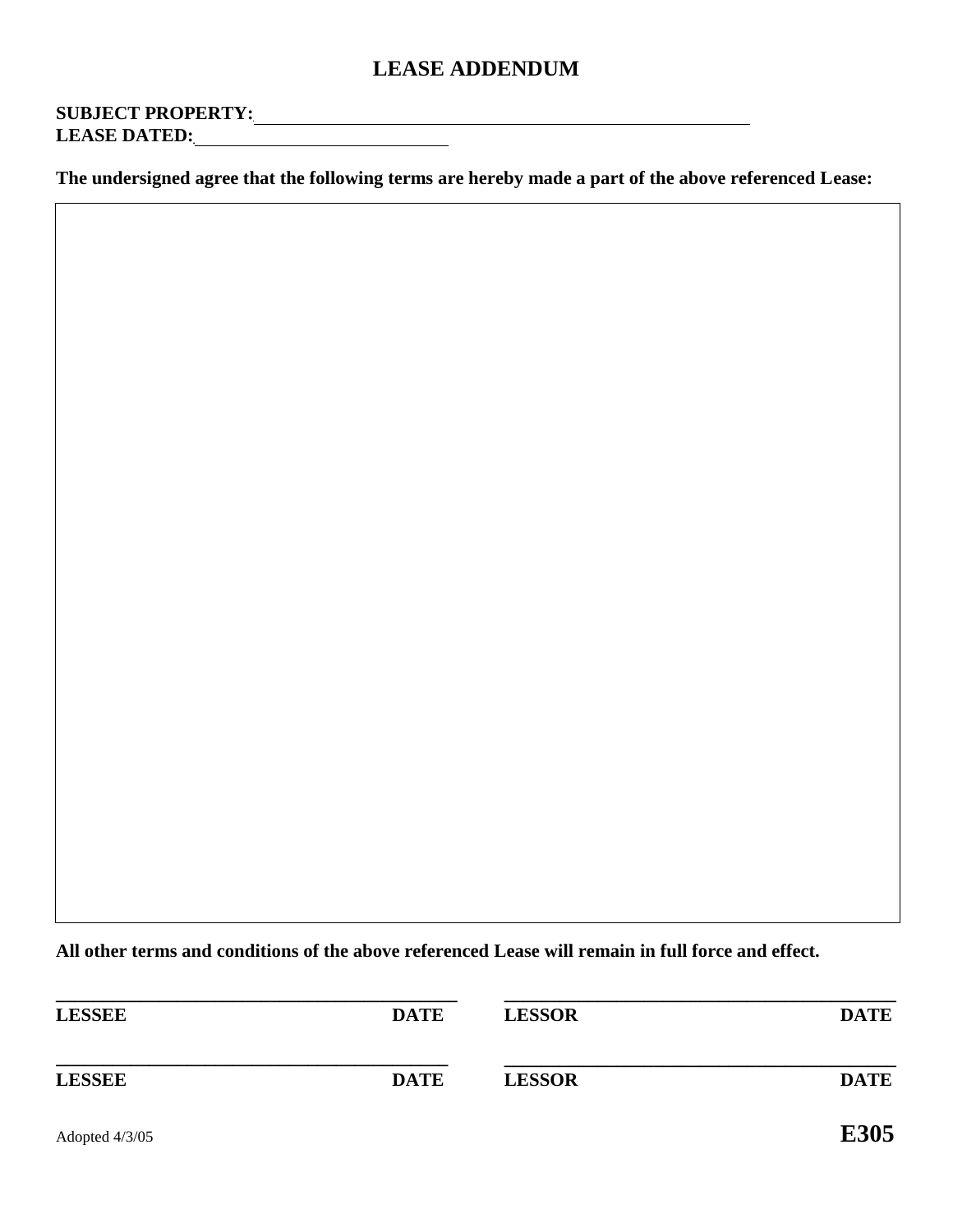# LEASE ADDENDUM

**SUBJECT PROPERTY:** ______________________________________________

**LEASE DATED:** ______________________

**The undersigned agree that the following terms are hereby made a part of the above referenced Lease:**

**All other terms and conditions of the above referenced Lease will remain in full force and effect.**

| | | | |
|---|---|---|---|
| ______________________________ | | ______________________________ | |
| **LESSEE** | **DATE** | **LESSOR** | **DATE** |
| ______________________________ | | ______________________________ | |
| **LESSEE** | **DATE** | **LESSOR** | **DATE** |

Adopted 4/3/05

**E305**